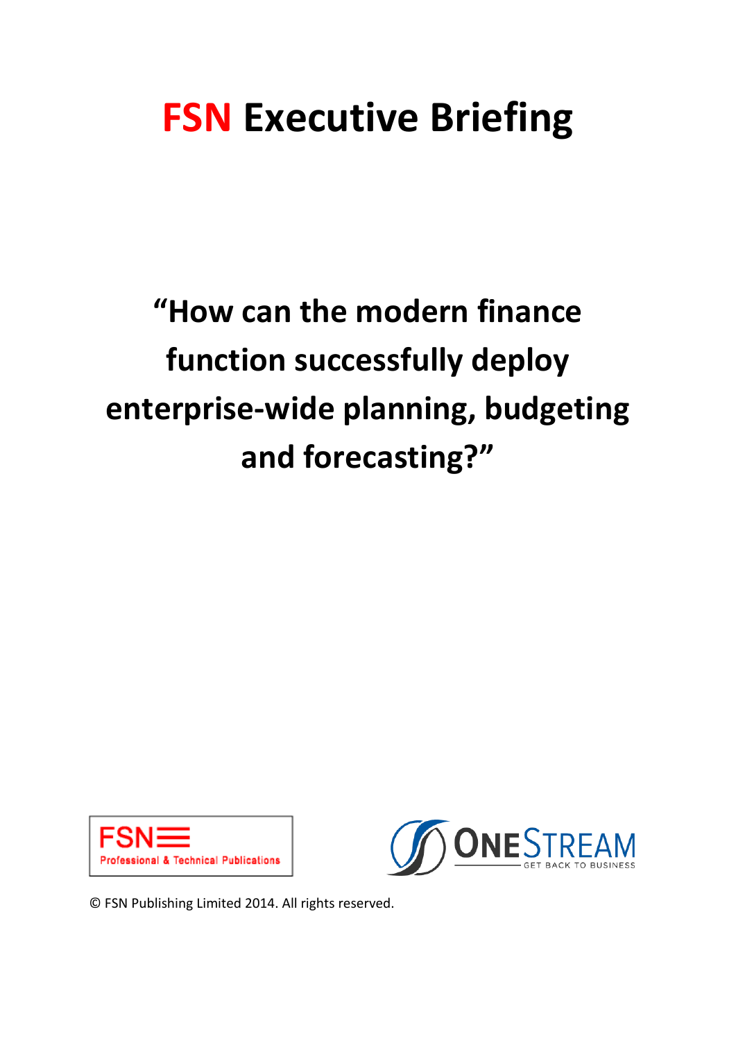# FSN Executive Briefing

## "How can the modern finance function successfully deploy enterprise-wide planning, budgeting and forecasting?"

© FSN Publishing Limited 2014. All rights reserved.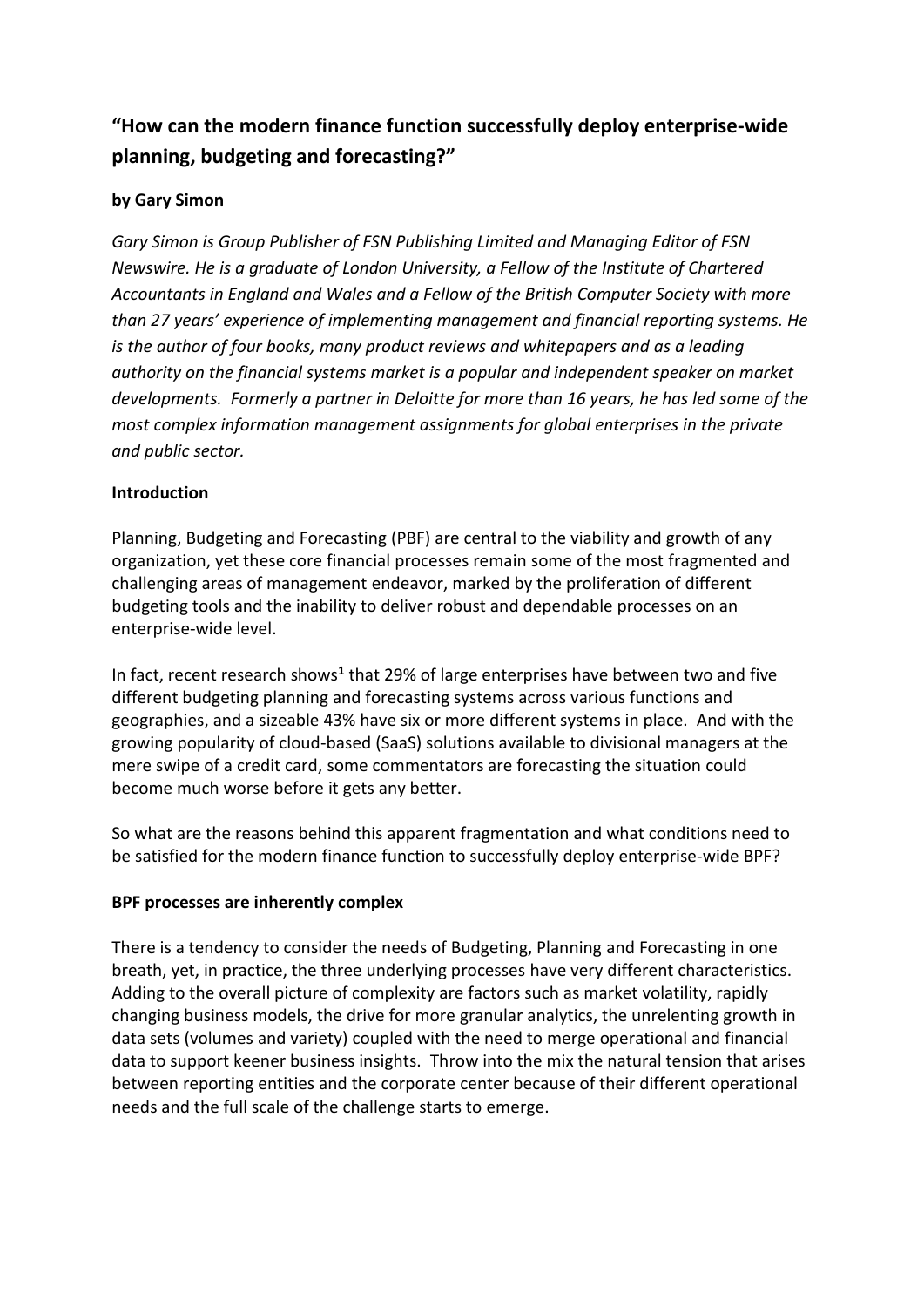# "How can the modern finance function successfully deploy enterprise-wide planning, budgeting and forecasting?"

**by Gary Simon**

*Gary Simon is Group Publisher of FSN Publishing Limited and Managing Editor of FSN Newswire. He is a graduate of London University, a Fellow of the Institute of Chartered Accountants in England and Wales and a Fellow of the British Computer Society with more than 27 years' experience of implementing management and financial reporting systems. He is the author of four books, many product reviews and whitepapers and as a leading authority on the financial systems market is a popular and independent speaker on market developments. Formerly a partner in Deloitte for more than 16 years, he has led some of the most complex information management assignments for global enterprises in the private and public sector.*

**Introduction**

Planning, Budgeting and Forecasting (PBF) are central to the viability and growth of any organization, yet these core financial processes remain some of the most fragmented and challenging areas of management endeavor, marked by the proliferation of different budgeting tools and the inability to deliver robust and dependable processes on an enterprise-wide level.

In fact, recent research shows[1] that 29% of large enterprises have between two and five different budgeting planning and forecasting systems across various functions and geographies, and a sizeable 43% have six or more different systems in place. And with the growing popularity of cloud-based (SaaS) solutions available to divisional managers at the mere swipe of a credit card, some commentators are forecasting the situation could become much worse before it gets any better.

So what are the reasons behind this apparent fragmentation and what conditions need to be satisfied for the modern finance function to successfully deploy enterprise-wide BPF?

**BPF processes are inherently complex**

There is a tendency to consider the needs of Budgeting, Planning and Forecasting in one breath, yet, in practice, the three underlying processes have very different characteristics. Adding to the overall picture of complexity are factors such as market volatility, rapidly changing business models, the drive for more granular analytics, the unrelenting growth in data sets (volumes and variety) coupled with the need to merge operational and financial data to support keener business insights. Throw into the mix the natural tension that arises between reporting entities and the corporate center because of their different operational needs and the full scale of the challenge starts to emerge.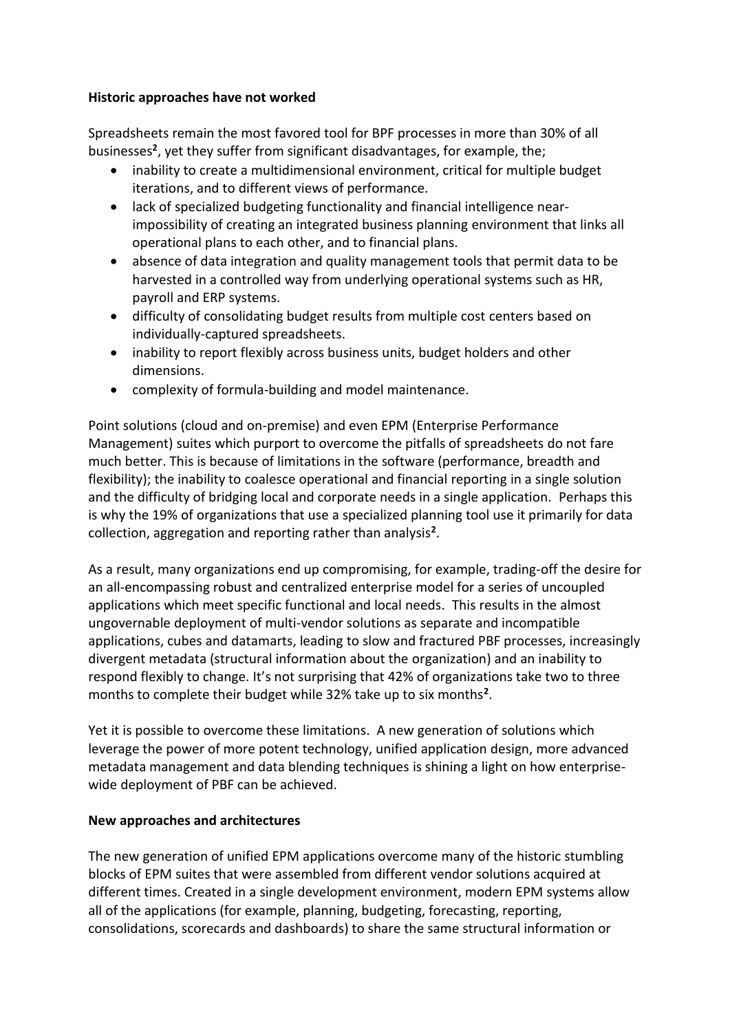**Historic approaches have not worked**

Spreadsheets remain the most favored tool for BPF processes in more than 30% of all businesses[2], yet they suffer from significant disadvantages, for example, the;

- inability to create a multidimensional environment, critical for multiple budget iterations, and to different views of performance.
- lack of specialized budgeting functionality and financial intelligence near-impossibility of creating an integrated business planning environment that links all operational plans to each other, and to financial plans.
- absence of data integration and quality management tools that permit data to be harvested in a controlled way from underlying operational systems such as HR, payroll and ERP systems.
- difficulty of consolidating budget results from multiple cost centers based on individually-captured spreadsheets.
- inability to report flexibly across business units, budget holders and other dimensions.
- complexity of formula-building and model maintenance.

Point solutions (cloud and on-premise) and even EPM (Enterprise Performance Management) suites which purport to overcome the pitfalls of spreadsheets do not fare much better. This is because of limitations in the software (performance, breadth and flexibility); the inability to coalesce operational and financial reporting in a single solution and the difficulty of bridging local and corporate needs in a single application. Perhaps this is why the 19% of organizations that use a specialized planning tool use it primarily for data collection, aggregation and reporting rather than analysis[2].

As a result, many organizations end up compromising, for example, trading-off the desire for an all-encompassing robust and centralized enterprise model for a series of uncoupled applications which meet specific functional and local needs. This results in the almost ungovernable deployment of multi-vendor solutions as separate and incompatible applications, cubes and datamarts, leading to slow and fractured PBF processes, increasingly divergent metadata (structural information about the organization) and an inability to respond flexibly to change. It's not surprising that 42% of organizations take two to three months to complete their budget while 32% take up to six months[2].

Yet it is possible to overcome these limitations. A new generation of solutions which leverage the power of more potent technology, unified application design, more advanced metadata management and data blending techniques is shining a light on how enterprise-wide deployment of PBF can be achieved.

**New approaches and architectures**

The new generation of unified EPM applications overcome many of the historic stumbling blocks of EPM suites that were assembled from different vendor solutions acquired at different times. Created in a single development environment, modern EPM systems allow all of the applications (for example, planning, budgeting, forecasting, reporting, consolidations, scorecards and dashboards) to share the same structural information or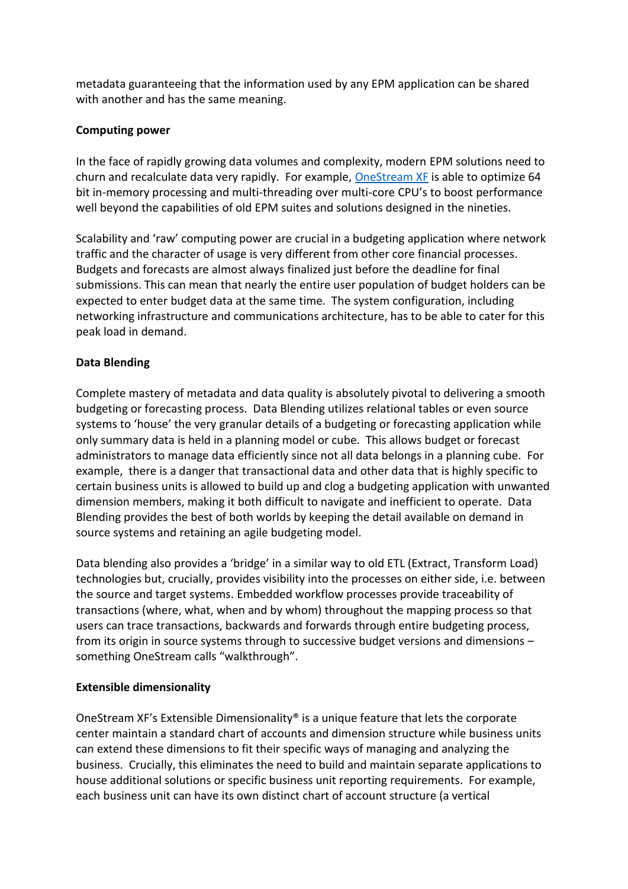metadata guaranteeing that the information used by any EPM application can be shared with another and has the same meaning.

**Computing power**

In the face of rapidly growing data volumes and complexity, modern EPM solutions need to churn and recalculate data very rapidly. For example, [OneStream XF] is able to optimize 64 bit in-memory processing and multi-threading over multi-core CPU's to boost performance well beyond the capabilities of old EPM suites and solutions designed in the nineties.

Scalability and 'raw' computing power are crucial in a budgeting application where network traffic and the character of usage is very different from other core financial processes. Budgets and forecasts are almost always finalized just before the deadline for final submissions. This can mean that nearly the entire user population of budget holders can be expected to enter budget data at the same time. The system configuration, including networking infrastructure and communications architecture, has to be able to cater for this peak load in demand.

**Data Blending**

Complete mastery of metadata and data quality is absolutely pivotal to delivering a smooth budgeting or forecasting process. Data Blending utilizes relational tables or even source systems to 'house' the very granular details of a budgeting or forecasting application while only summary data is held in a planning model or cube. This allows budget or forecast administrators to manage data efficiently since not all data belongs in a planning cube. For example, there is a danger that transactional data and other data that is highly specific to certain business units is allowed to build up and clog a budgeting application with unwanted dimension members, making it both difficult to navigate and inefficient to operate. Data Blending provides the best of both worlds by keeping the detail available on demand in source systems and retaining an agile budgeting model.

Data blending also provides a 'bridge' in a similar way to old ETL (Extract, Transform Load) technologies but, crucially, provides visibility into the processes on either side, i.e. between the source and target systems. Embedded workflow processes provide traceability of transactions (where, what, when and by whom) throughout the mapping process so that users can trace transactions, backwards and forwards through entire budgeting process, from its origin in source systems through to successive budget versions and dimensions – something OneStream calls "walkthrough".

**Extensible dimensionality**

OneStream XF's Extensible Dimensionality® is a unique feature that lets the corporate center maintain a standard chart of accounts and dimension structure while business units can extend these dimensions to fit their specific ways of managing and analyzing the business. Crucially, this eliminates the need to build and maintain separate applications to house additional solutions or specific business unit reporting requirements. For example, each business unit can have its own distinct chart of account structure (a vertical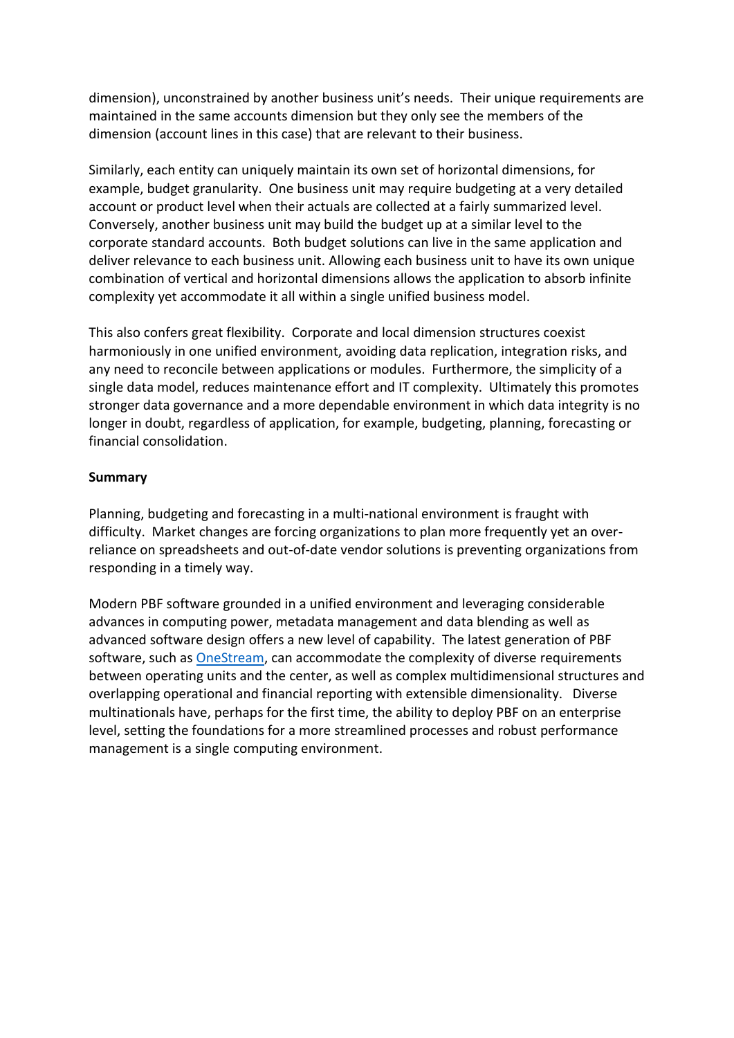dimension), unconstrained by another business unit's needs. Their unique requirements are maintained in the same accounts dimension but they only see the members of the dimension (account lines in this case) that are relevant to their business.

Similarly, each entity can uniquely maintain its own set of horizontal dimensions, for example, budget granularity. One business unit may require budgeting at a very detailed account or product level when their actuals are collected at a fairly summarized level. Conversely, another business unit may build the budget up at a similar level to the corporate standard accounts. Both budget solutions can live in the same application and deliver relevance to each business unit. Allowing each business unit to have its own unique combination of vertical and horizontal dimensions allows the application to absorb infinite complexity yet accommodate it all within a single unified business model.

This also confers great flexibility. Corporate and local dimension structures coexist harmoniously in one unified environment, avoiding data replication, integration risks, and any need to reconcile between applications or modules. Furthermore, the simplicity of a single data model, reduces maintenance effort and IT complexity. Ultimately this promotes stronger data governance and a more dependable environment in which data integrity is no longer in doubt, regardless of application, for example, budgeting, planning, forecasting or financial consolidation.

**Summary**

Planning, budgeting and forecasting in a multi-national environment is fraught with difficulty. Market changes are forcing organizations to plan more frequently yet an over-reliance on spreadsheets and out-of-date vendor solutions is preventing organizations from responding in a timely way.

Modern PBF software grounded in a unified environment and leveraging considerable advances in computing power, metadata management and data blending as well as advanced software design offers a new level of capability. The latest generation of PBF software, such as OneStream, can accommodate the complexity of diverse requirements between operating units and the center, as well as complex multidimensional structures and overlapping operational and financial reporting with extensible dimensionality. Diverse multinationals have, perhaps for the first time, the ability to deploy PBF on an enterprise level, setting the foundations for a more streamlined processes and robust performance management is a single computing environment.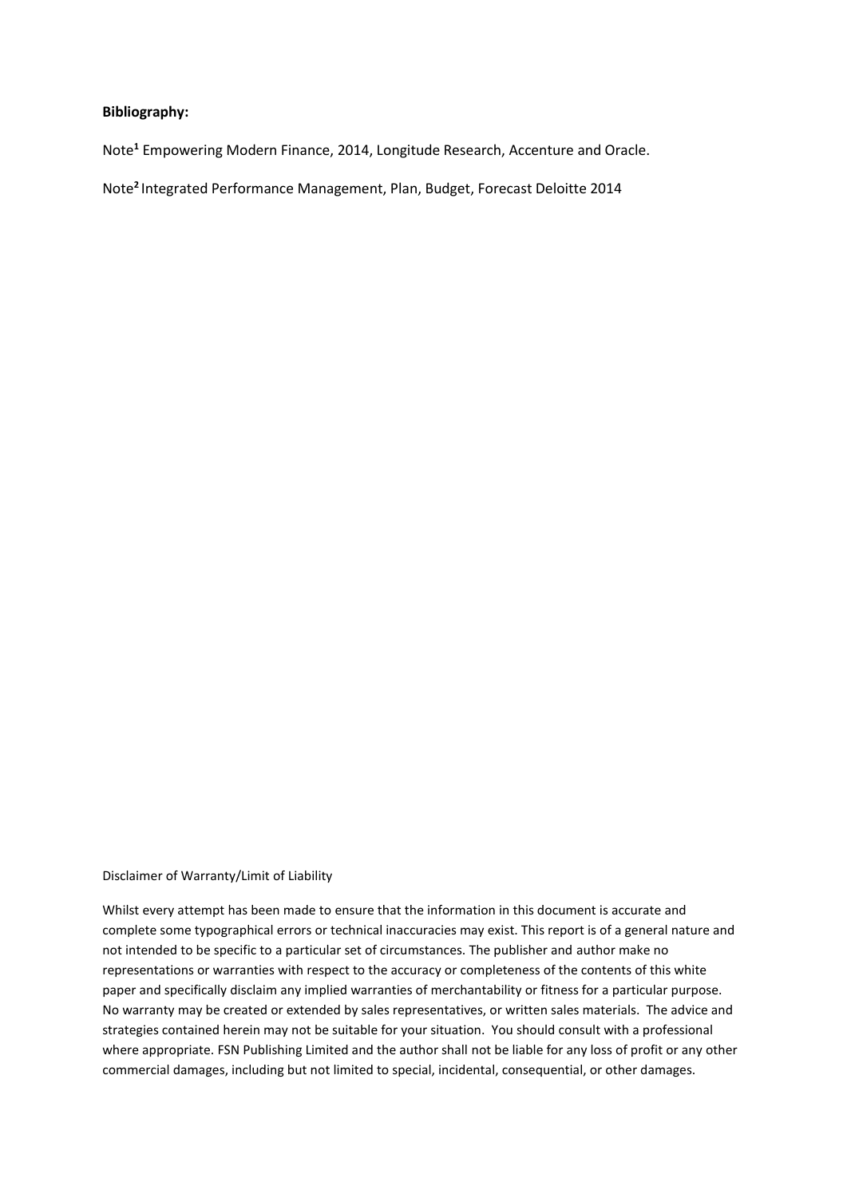**Bibliography:**

Note[1] Empowering Modern Finance, 2014, Longitude Research, Accenture and Oracle.

Note[2] Integrated Performance Management, Plan, Budget, Forecast Deloitte 2014

Disclaimer of Warranty/Limit of Liability

Whilst every attempt has been made to ensure that the information in this document is accurate and complete some typographical errors or technical inaccuracies may exist. This report is of a general nature and not intended to be specific to a particular set of circumstances. The publisher and author make no representations or warranties with respect to the accuracy or completeness of the contents of this white paper and specifically disclaim any implied warranties of merchantability or fitness for a particular purpose. No warranty may be created or extended by sales representatives, or written sales materials. The advice and strategies contained herein may not be suitable for your situation. You should consult with a professional where appropriate. FSN Publishing Limited and the author shall not be liable for any loss of profit or any other commercial damages, including but not limited to special, incidental, consequential, or other damages.